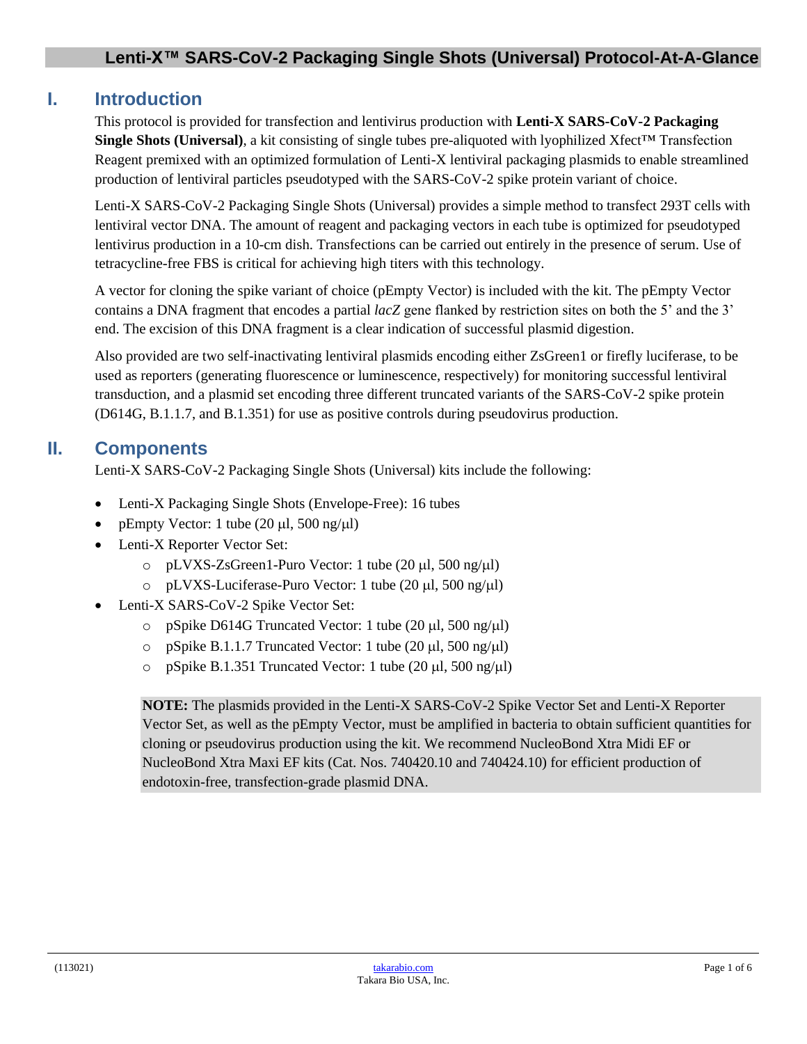# Lenti-X™ SARS-CoV-2 Packaging Single Shots (Universal) Protocol-At-A-Glance

## I. Introduction

This protocol is provided for transfection and lentivirus production with **Lenti-X SARS-CoV-2 Packaging Single Shots (Universal)**, a kit consisting of single tubes pre-aliquoted with lyophilized Xfect™ Transfection Reagent premixed with an optimized formulation of Lenti-X lentiviral packaging plasmids to enable streamlined production of lentiviral particles pseudotyped with the SARS-CoV-2 spike protein variant of choice.

Lenti-X SARS-CoV-2 Packaging Single Shots (Universal) provides a simple method to transfect 293T cells with lentiviral vector DNA. The amount of reagent and packaging vectors in each tube is optimized for pseudotyped lentivirus production in a 10-cm dish. Transfections can be carried out entirely in the presence of serum. Use of tetracycline-free FBS is critical for achieving high titers with this technology.

A vector for cloning the spike variant of choice (pEmpty Vector) is included with the kit. The pEmpty Vector contains a DNA fragment that encodes a partial *lacZ* gene flanked by restriction sites on both the 5' and the 3' end. The excision of this DNA fragment is a clear indication of successful plasmid digestion.

Also provided are two self-inactivating lentiviral plasmids encoding either ZsGreen1 or firefly luciferase, to be used as reporters (generating fluorescence or luminescence, respectively) for monitoring successful lentiviral transduction, and a plasmid set encoding three different truncated variants of the SARS-CoV-2 spike protein (D614G, B.1.1.7, and B.1.351) for use as positive controls during pseudovirus production.

## II. Components

Lenti-X SARS-CoV-2 Packaging Single Shots (Universal) kits include the following:

- Lenti-X Packaging Single Shots (Envelope-Free): 16 tubes
- pEmpty Vector: 1 tube (20 µl, 500 ng/µl)
- Lenti-X Reporter Vector Set:
  - pLVXS-ZsGreen1-Puro Vector: 1 tube (20 µl, 500 ng/µl)
  - pLVXS-Luciferase-Puro Vector: 1 tube (20 µl, 500 ng/µl)
- Lenti-X SARS-CoV-2 Spike Vector Set:
  - pSpike D614G Truncated Vector: 1 tube (20 µl, 500 ng/µl)
  - pSpike B.1.1.7 Truncated Vector: 1 tube (20 µl, 500 ng/µl)
  - pSpike B.1.351 Truncated Vector: 1 tube (20 µl, 500 ng/µl)

**NOTE:** The plasmids provided in the Lenti-X SARS-CoV-2 Spike Vector Set and Lenti-X Reporter Vector Set, as well as the pEmpty Vector, must be amplified in bacteria to obtain sufficient quantities for cloning or pseudovirus production using the kit. We recommend NucleoBond Xtra Midi EF or NucleoBond Xtra Maxi EF kits (Cat. Nos. 740420.10 and 740424.10) for efficient production of endotoxin-free, transfection-grade plasmid DNA.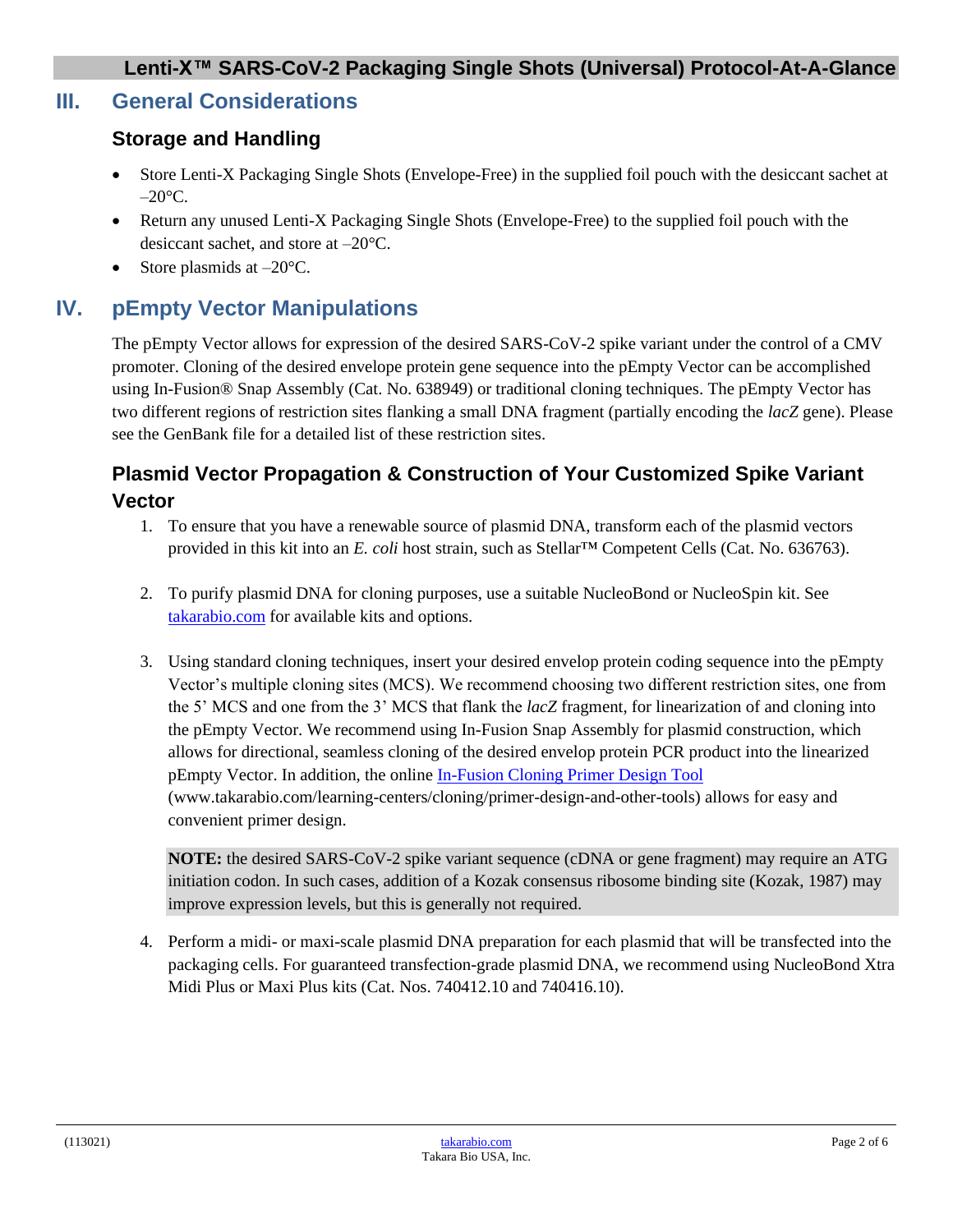## III. General Considerations

### Storage and Handling

- Store Lenti-X Packaging Single Shots (Envelope-Free) in the supplied foil pouch with the desiccant sachet at –20°C.
- Return any unused Lenti-X Packaging Single Shots (Envelope-Free) to the supplied foil pouch with the desiccant sachet, and store at –20°C.
- Store plasmids at –20°C.

## IV. pEmpty Vector Manipulations

The pEmpty Vector allows for expression of the desired SARS-CoV-2 spike variant under the control of a CMV promoter. Cloning of the desired envelope protein gene sequence into the pEmpty Vector can be accomplished using In-Fusion® Snap Assembly (Cat. No. 638949) or traditional cloning techniques. The pEmpty Vector has two different regions of restriction sites flanking a small DNA fragment (partially encoding the *lacZ* gene). Please see the GenBank file for a detailed list of these restriction sites.

### Plasmid Vector Propagation & Construction of Your Customized Spike Variant Vector

1. To ensure that you have a renewable source of plasmid DNA, transform each of the plasmid vectors provided in this kit into an *E. coli* host strain, such as Stellar™ Competent Cells (Cat. No. 636763).

2. To purify plasmid DNA for cloning purposes, use a suitable NucleoBond or NucleoSpin kit. See takarabio.com for available kits and options.

3. Using standard cloning techniques, insert your desired envelop protein coding sequence into the pEmpty Vector's multiple cloning sites (MCS). We recommend choosing two different restriction sites, one from the 5' MCS and one from the 3' MCS that flank the *lacZ* fragment, for linearization of and cloning into the pEmpty Vector. We recommend using In-Fusion Snap Assembly for plasmid construction, which allows for directional, seamless cloning of the desired envelop protein PCR product into the linearized pEmpty Vector. In addition, the online In-Fusion Cloning Primer Design Tool (www.takarabio.com/learning-centers/cloning/primer-design-and-other-tools) allows for easy and convenient primer design.

   **NOTE:** the desired SARS-CoV-2 spike variant sequence (cDNA or gene fragment) may require an ATG initiation codon. In such cases, addition of a Kozak consensus ribosome binding site (Kozak, 1987) may improve expression levels, but this is generally not required.

4. Perform a midi- or maxi-scale plasmid DNA preparation for each plasmid that will be transfected into the packaging cells. For guaranteed transfection-grade plasmid DNA, we recommend using NucleoBond Xtra Midi Plus or Maxi Plus kits (Cat. Nos. 740412.10 and 740416.10).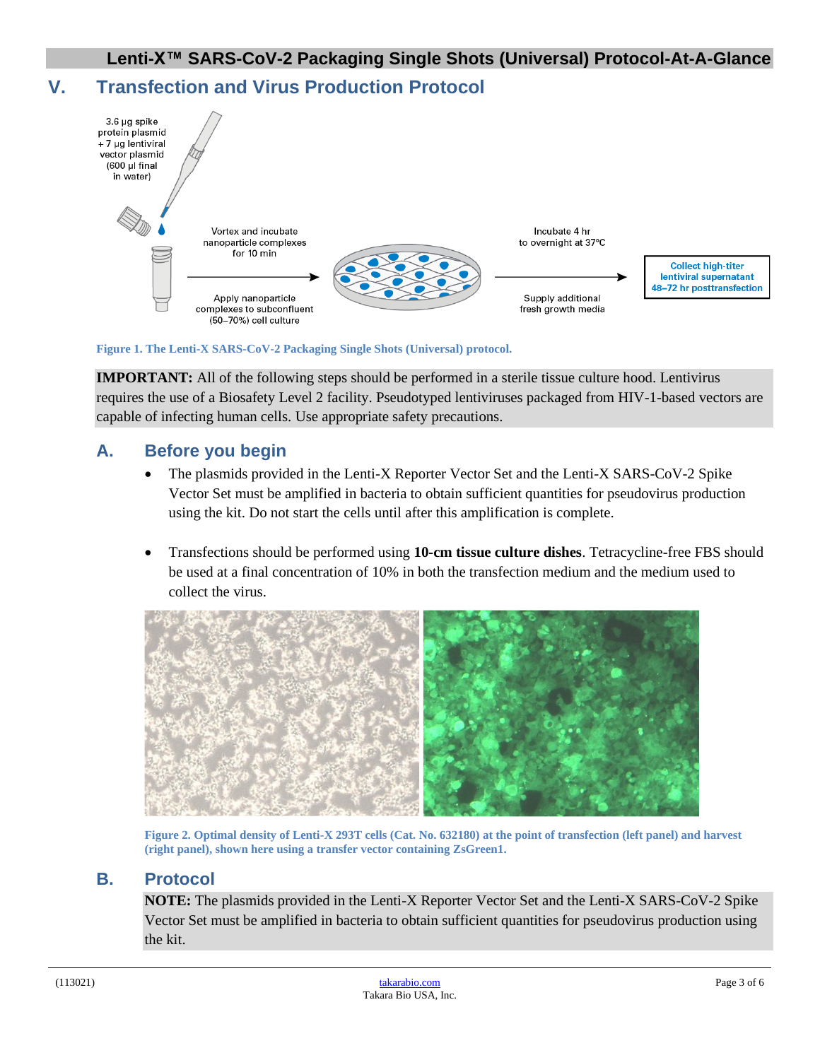## V. Transfection and Virus Production Protocol

Figure 1. The Lenti-X SARS-CoV-2 Packaging Single Shots (Universal) protocol.

**IMPORTANT:** All of the following steps should be performed in a sterile tissue culture hood. Lentivirus requires the use of a Biosafety Level 2 facility. Pseudotyped lentiviruses packaged from HIV-1-based vectors are capable of infecting human cells. Use appropriate safety precautions.

### A. Before you begin

- The plasmids provided in the Lenti-X Reporter Vector Set and the Lenti-X SARS-CoV-2 Spike Vector Set must be amplified in bacteria to obtain sufficient quantities for pseudovirus production using the kit. Do not start the cells until after this amplification is complete.

- Transfections should be performed using **10-cm tissue culture dishes**. Tetracycline-free FBS should be used at a final concentration of 10% in both the transfection medium and the medium used to collect the virus.

Figure 2. Optimal density of Lenti-X 293T cells (Cat. No. 632180) at the point of transfection (left panel) and harvest (right panel), shown here using a transfer vector containing ZsGreen1.

### B. Protocol

**NOTE:** The plasmids provided in the Lenti-X Reporter Vector Set and the Lenti-X SARS-CoV-2 Spike Vector Set must be amplified in bacteria to obtain sufficient quantities for pseudovirus production using the kit.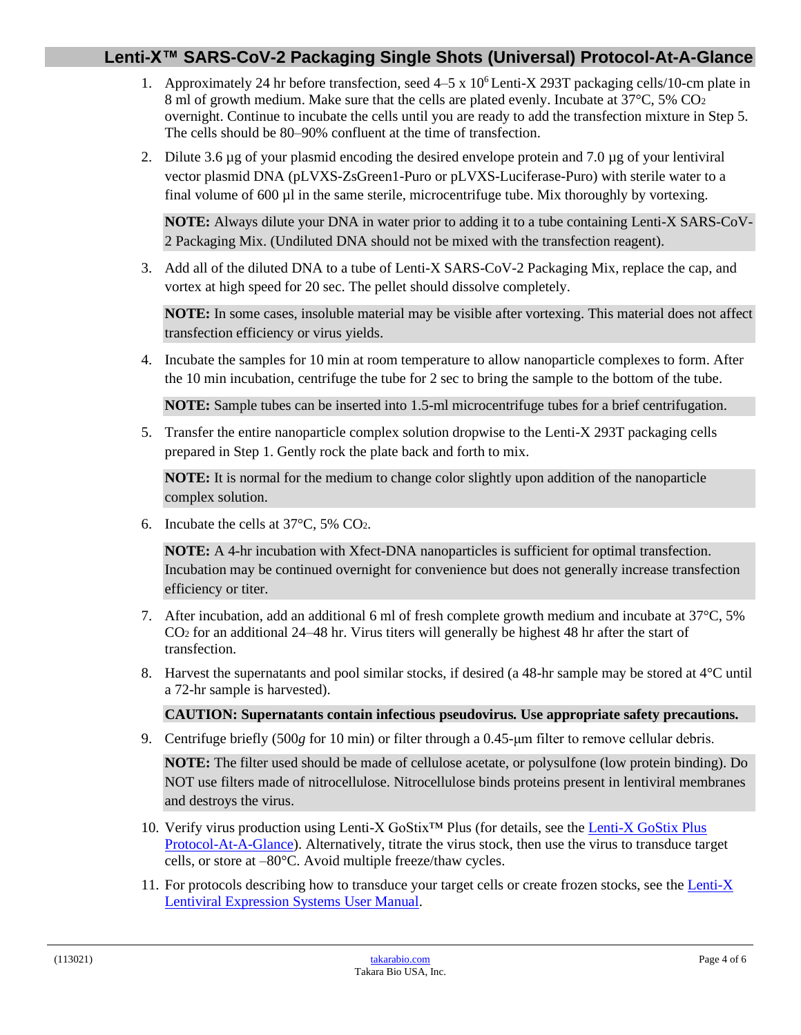# Lenti-X™ SARS-CoV-2 Packaging Single Shots (Universal) Protocol-At-A-Glance

1. Approximately 24 hr before transfection, seed 4–5 x $10^6$ Lenti-X 293T packaging cells/10-cm plate in 8 ml of growth medium. Make sure that the cells are plated evenly. Incubate at 37°C, 5% $CO_2$ overnight. Continue to incubate the cells until you are ready to add the transfection mixture in Step 5. The cells should be 80–90% confluent at the time of transfection.

2. Dilute 3.6 µg of your plasmid encoding the desired envelope protein and 7.0 µg of your lentiviral vector plasmid DNA (pLVXS-ZsGreen1-Puro or pLVXS-Luciferase-Puro) with sterile water to a final volume of 600 µl in the same sterile, microcentrifuge tube. Mix thoroughly by vortexing.

   **NOTE:** Always dilute your DNA in water prior to adding it to a tube containing Lenti-X SARS-CoV-2 Packaging Mix. (Undiluted DNA should not be mixed with the transfection reagent).

3. Add all of the diluted DNA to a tube of Lenti-X SARS-CoV-2 Packaging Mix, replace the cap, and vortex at high speed for 20 sec. The pellet should dissolve completely.

   **NOTE:** In some cases, insoluble material may be visible after vortexing. This material does not affect transfection efficiency or virus yields.

4. Incubate the samples for 10 min at room temperature to allow nanoparticle complexes to form. After the 10 min incubation, centrifuge the tube for 2 sec to bring the sample to the bottom of the tube.

   **NOTE:** Sample tubes can be inserted into 1.5-ml microcentrifuge tubes for a brief centrifugation.

5. Transfer the entire nanoparticle complex solution dropwise to the Lenti-X 293T packaging cells prepared in Step 1. Gently rock the plate back and forth to mix.

   **NOTE:** It is normal for the medium to change color slightly upon addition of the nanoparticle complex solution.

6. Incubate the cells at 37°C, 5% $CO_2$.

   **NOTE:** A 4-hr incubation with Xfect-DNA nanoparticles is sufficient for optimal transfection. Incubation may be continued overnight for convenience but does not generally increase transfection efficiency or titer.

7. After incubation, add an additional 6 ml of fresh complete growth medium and incubate at 37°C, 5% $CO_2$ for an additional 24–48 hr. Virus titers will generally be highest 48 hr after the start of transfection.

8. Harvest the supernatants and pool similar stocks, if desired (a 48-hr sample may be stored at 4°C until a 72-hr sample is harvested).

   **CAUTION: Supernatants contain infectious pseudovirus. Use appropriate safety precautions.**

9. Centrifuge briefly (500*g* for 10 min) or filter through a 0.45-µm filter to remove cellular debris.

   **NOTE:** The filter used should be made of cellulose acetate, or polysulfone (low protein binding). Do NOT use filters made of nitrocellulose. Nitrocellulose binds proteins present in lentiviral membranes and destroys the virus.

10. Verify virus production using Lenti-X GoStix™ Plus (for details, see the Lenti-X GoStix Plus Protocol-At-A-Glance). Alternatively, titrate the virus stock, then use the virus to transduce target cells, or store at –80°C. Avoid multiple freeze/thaw cycles.

11. For protocols describing how to transduce your target cells or create frozen stocks, see the Lenti-X Lentiviral Expression Systems User Manual.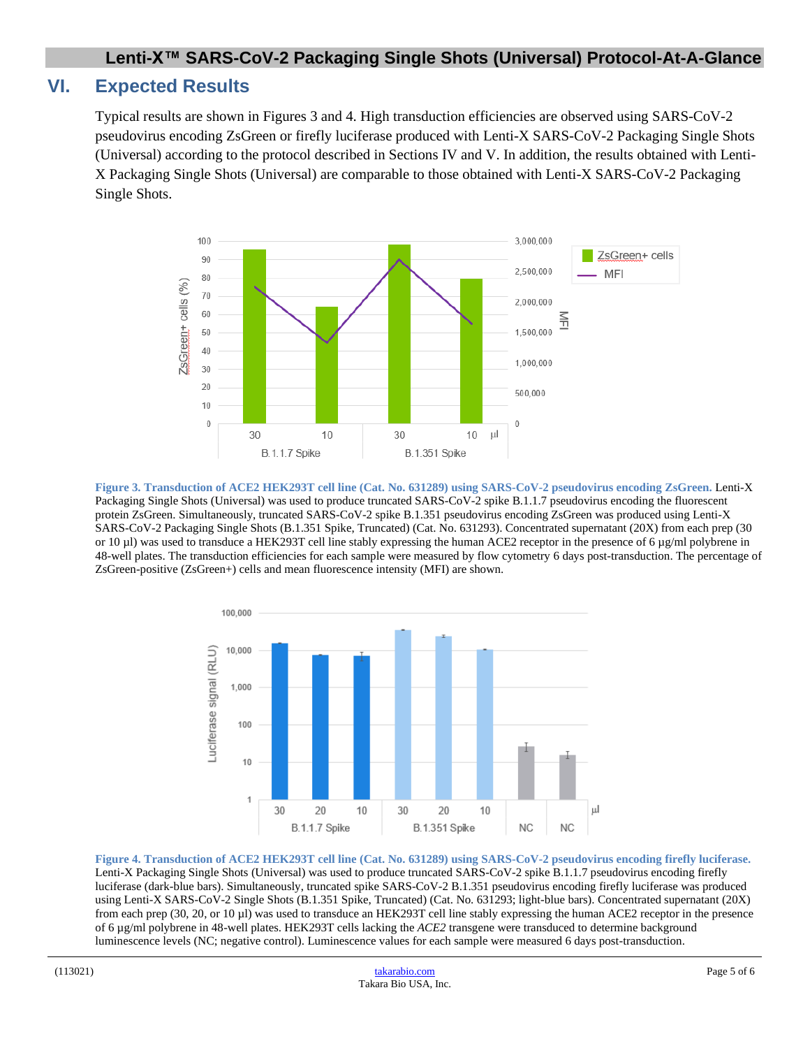## VI. Expected Results

Typical results are shown in Figures 3 and 4. High transduction efficiencies are observed using SARS-CoV-2 pseudovirus encoding ZsGreen or firefly luciferase produced with Lenti-X SARS-CoV-2 Packaging Single Shots (Universal) according to the protocol described in Sections IV and V. In addition, the results obtained with Lenti-X Packaging Single Shots (Universal) are comparable to those obtained with Lenti-X SARS-CoV-2 Packaging Single Shots.

**Figure 3. Transduction of ACE2 HEK293T cell line (Cat. No. 631289) using SARS-CoV-2 pseudovirus encoding ZsGreen.** Lenti-X Packaging Single Shots (Universal) was used to produce truncated SARS-CoV-2 spike B.1.1.7 pseudovirus encoding the fluorescent protein ZsGreen. Simultaneously, truncated SARS-CoV-2 spike B.1.351 pseudovirus encoding ZsGreen was produced using Lenti-X SARS-CoV-2 Packaging Single Shots (B.1.351 Spike, Truncated) (Cat. No. 631293). Concentrated supernatant (20X) from each prep (30 or 10 µl) was used to transduce a HEK293T cell line stably expressing the human ACE2 receptor in the presence of 6 µg/ml polybrene in 48-well plates. The transduction efficiencies for each sample were measured by flow cytometry 6 days post-transduction. The percentage of ZsGreen-positive (ZsGreen+) cells and mean fluorescence intensity (MFI) are shown.

**Figure 4. Transduction of ACE2 HEK293T cell line (Cat. No. 631289) using SARS-CoV-2 pseudovirus encoding firefly luciferase.** Lenti-X Packaging Single Shots (Universal) was used to produce truncated SARS-CoV-2 spike B.1.1.7 pseudovirus encoding firefly luciferase (dark-blue bars). Simultaneously, truncated spike SARS-CoV-2 B.1.351 pseudovirus encoding firefly luciferase was produced using Lenti-X SARS-CoV-2 Single Shots (B.1.351 Spike, Truncated) (Cat. No. 631293; light-blue bars). Concentrated supernatant (20X) from each prep (30, 20, or 10 µl) was used to transduce an HEK293T cell line stably expressing the human ACE2 receptor in the presence of 6 µg/ml polybrene in 48-well plates. HEK293T cells lacking the *ACE2* transgene were transduced to determine background luminescence levels (NC; negative control). Luminescence values for each sample were measured 6 days post-transduction.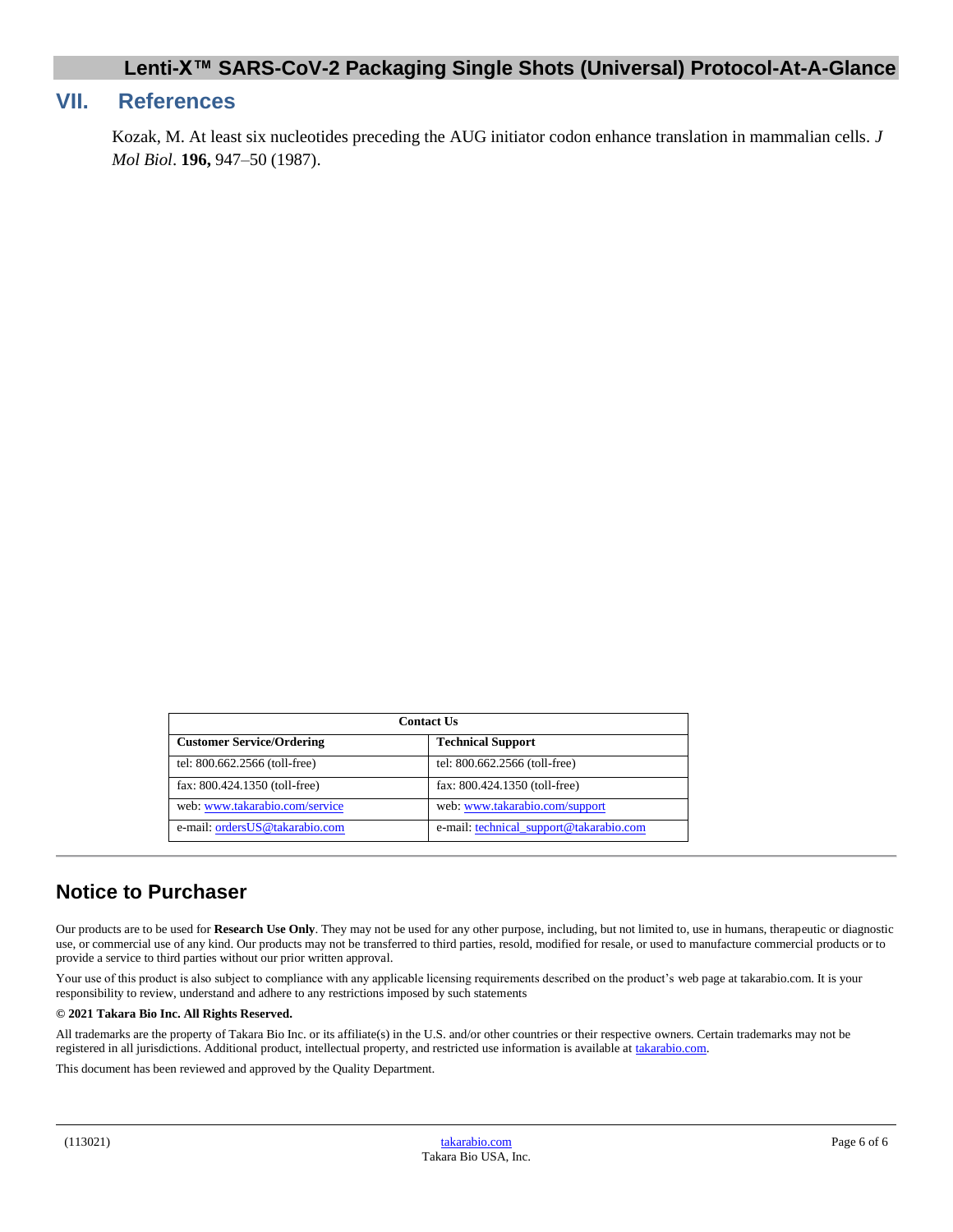## VII. References

Kozak, M. At least six nucleotides preceding the AUG initiator codon enhance translation in mammalian cells. *J Mol Biol*. **196,** 947–50 (1987).

| Contact Us | |
|---|---|
| **Customer Service/Ordering** | **Technical Support** |
| tel: 800.662.2566 (toll-free) | tel: 800.662.2566 (toll-free) |
| fax: 800.424.1350 (toll-free) | fax: 800.424.1350 (toll-free) |
| web: www.takarabio.com/service | web: www.takarabio.com/support |
| e-mail: ordersUS@takarabio.com | e-mail: technical_support@takarabio.com |

## Notice to Purchaser

Our products are to be used for **Research Use Only**. They may not be used for any other purpose, including, but not limited to, use in humans, therapeutic or diagnostic use, or commercial use of any kind. Our products may not be transferred to third parties, resold, modified for resale, or used to manufacture commercial products or to provide a service to third parties without our prior written approval.

Your use of this product is also subject to compliance with any applicable licensing requirements described on the product's web page at takarabio.com. It is your responsibility to review, understand and adhere to any restrictions imposed by such statements

**© 2021 Takara Bio Inc. All Rights Reserved.**

All trademarks are the property of Takara Bio Inc. or its affiliate(s) in the U.S. and/or other countries or their respective owners. Certain trademarks may not be registered in all jurisdictions. Additional product, intellectual property, and restricted use information is available at takarabio.com.

This document has been reviewed and approved by the Quality Department.